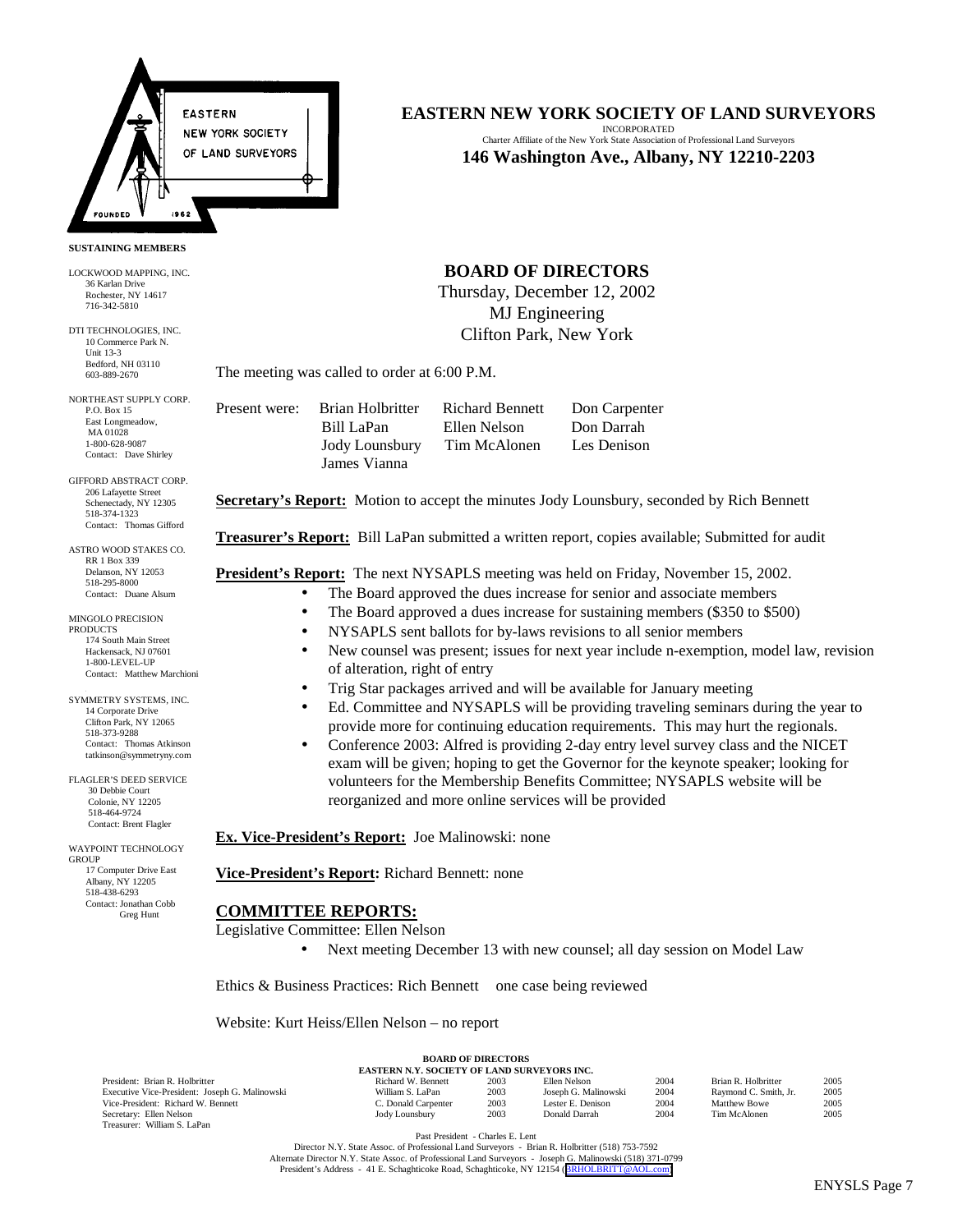**EASTERN NEW YORK SOCIETY OF LAND SURVEYORS**
INCORPORATED
Charter Affiliate of the New York State Association of Professional Land Surveyors
**146 Washington Ave., Albany, NY 12210-2203**

**SUSTAINING MEMBERS**

LOCKWOOD MAPPING, INC.
36 Karlan Drive
Rochester, NY 14617
716-342-5810

DTI TECHNOLOGIES, INC.
10 Commerce Park N.
Unit 13-3
Bedford, NH 03110
603-889-2670

NORTHEAST SUPPLY CORP.
P.O. Box 15
East Longmeadow,
MA 01028
1-800-628-9087
Contact: Dave Shirley

GIFFORD ABSTRACT CORP.
206 Lafayette Street
Schenectady, NY 12305
518-374-1323
Contact: Thomas Gifford

ASTRO WOOD STAKES CO.
RR 1 Box 339
Delanson, NY 12053
518-295-8000
Contact: Duane Alsum

MINGOLO PRECISION PRODUCTS
174 South Main Street
Hackensack, NJ 07601
1-800-LEVEL-UP
Contact: Matthew Marchioni

SYMMETRY SYSTEMS, INC.
14 Corporate Drive
Clifton Park, NY 12065
518-373-9288
Contact: Thomas Atkinson
tatkinson@symmetryny.com

FLAGLER'S DEED SERVICE
30 Debbie Court
Colonie, NY 12205
518-464-9724
Contact: Brent Flagler

WAYPOINT TECHNOLOGY GROUP
17 Computer Drive East
Albany, NY 12205
518-438-6293
Contact: Jonathan Cobb
Greg Hunt

## BOARD OF DIRECTORS

Thursday, December 12, 2002
MJ Engineering
Clifton Park, New York

The meeting was called to order at 6:00 P.M.

Present were: Brian Holbritter, Richard Bennett, Don Carpenter, Bill LaPan, Ellen Nelson, Don Darrah, Jody Lounsbury, Tim McAlonen, Les Denison, James Vianna

**Secretary's Report:** Motion to accept the minutes Jody Lounsbury, seconded by Rich Bennett

**Treasurer's Report:** Bill LaPan submitted a written report, copies available; Submitted for audit

**President's Report:** The next NYSAPLS meeting was held on Friday, November 15, 2002.

- The Board approved the dues increase for senior and associate members
- The Board approved a dues increase for sustaining members ($350 to $500)
- NYSAPLS sent ballots for by-laws revisions to all senior members
- New counsel was present; issues for next year include n-exemption, model law, revision of alteration, right of entry
- Trig Star packages arrived and will be available for January meeting
- Ed. Committee and NYSAPLS will be providing traveling seminars during the year to provide more for continuing education requirements. This may hurt the regionals.
- Conference 2003: Alfred is providing 2-day entry level survey class and the NICET exam will be given; hoping to get the Governor for the keynote speaker; looking for volunteers for the Membership Benefits Committee; NYSAPLS website will be reorganized and more online services will be provided

**Ex. Vice-President's Report:** Joe Malinowski: none

**Vice-President's Report:** Richard Bennett: none

## COMMITTEE REPORTS:

Legislative Committee: Ellen Nelson

- Next meeting December 13 with new counsel; all day session on Model Law

Ethics & Business Practices: Rich Bennett one case being reviewed

Website: Kurt Heiss/Ellen Nelson – no report

**BOARD OF DIRECTORS**
**EASTERN N.Y. SOCIETY OF LAND SURVEYORS INC.**

| Officers | | | | | | |
|---|---|---|---|---|---|---|
| President: Brian R. Holbritter | Richard W. Bennett | 2003 | Ellen Nelson | 2004 | Brian R. Holbritter | 2005 |
| Executive Vice-President: Joseph G. Malinowski | William S. LaPan | 2003 | Joseph G. Malinowski | 2004 | Raymond C. Smith, Jr. | 2005 |
| Vice-President: Richard W. Bennett | C. Donald Carpenter | 2003 | Lester E. Denison | 2004 | Matthew Bowe | 2005 |
| Secretary: Ellen Nelson | Jody Lounsbury | 2003 | Donald Darrah | 2004 | Tim McAlonen | 2005 |
| Treasurer: William S. LaPan | | | | | | |

Past President - Charles E. Lent
Director N.Y. State Assoc. of Professional Land Surveyors - Brian R. Holbritter (518) 753-7592
Alternate Director N.Y. State Assoc. of Professional Land Surveyors - Joseph G. Malinowski (518) 371-0799
President's Address - 41 E. Schaghticoke Road, Schaghticoke, NY 12154 (BRHOLBRITT@AOL.com)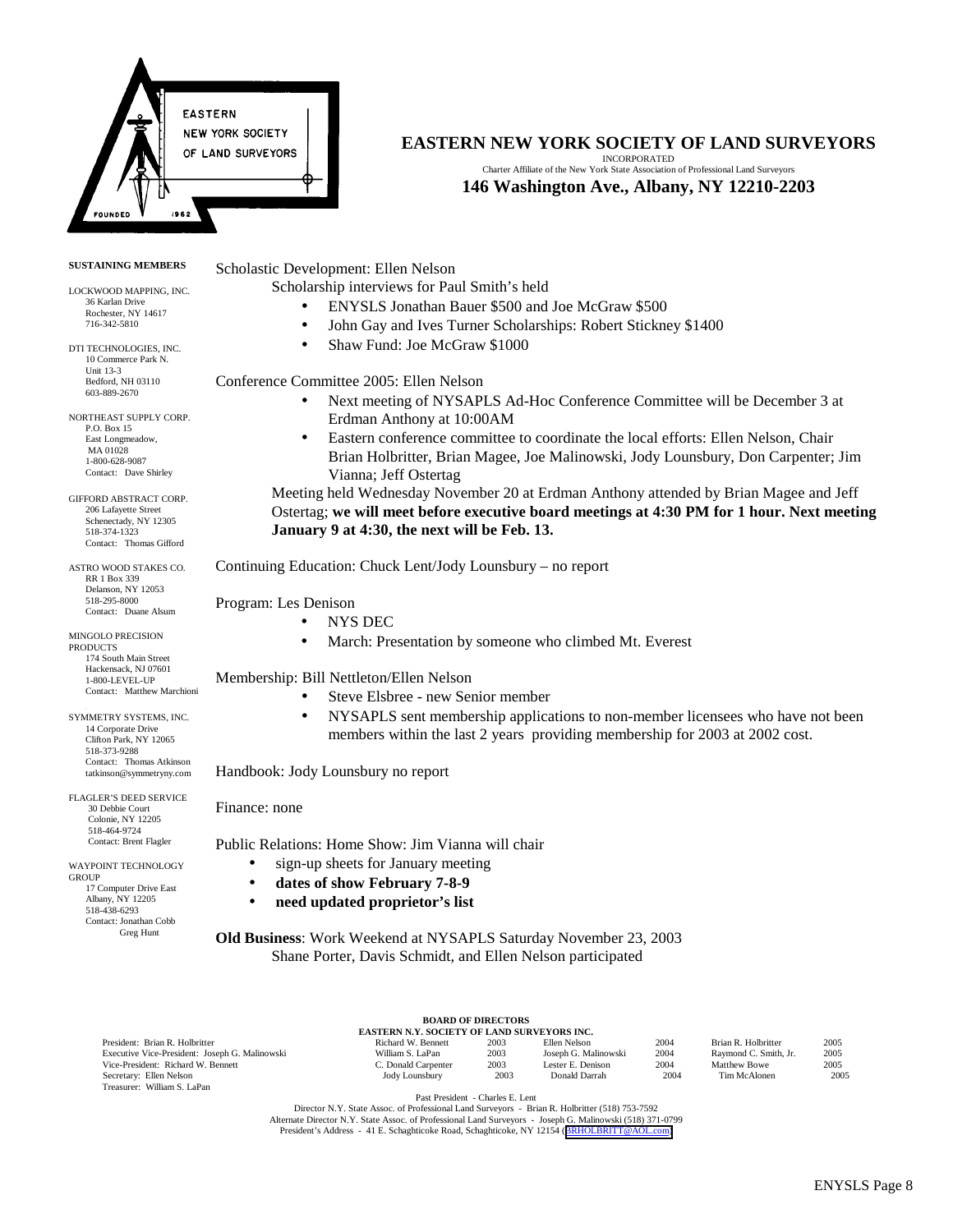**EASTERN NEW YORK SOCIETY OF LAND SURVEYORS**
INCORPORATED
Charter Affiliate of the New York State Association of Professional Land Surveyors
**146 Washington Ave., Albany, NY 12210-2203**

**SUSTAINING MEMBERS**

LOCKWOOD MAPPING, INC.
36 Karlan Drive
Rochester, NY 14617
716-342-5810

DTI TECHNOLOGIES, INC.
10 Commerce Park N.
Unit 13-3
Bedford, NH 03110
603-889-2670

NORTHEAST SUPPLY CORP.
P.O. Box 15
East Longmeadow,
MA 01028
1-800-628-9087
Contact: Dave Shirley

GIFFORD ABSTRACT CORP.
206 Lafayette Street
Schenectady, NY 12305
518-374-1323
Contact: Thomas Gifford

ASTRO WOOD STAKES CO.
RR 1 Box 339
Delanson, NY 12053
518-295-8000
Contact: Duane Alsum

MINGOLO PRECISION PRODUCTS
174 South Main Street
Hackensack, NJ 07601
1-800-LEVEL-UP
Contact: Matthew Marchioni

SYMMETRY SYSTEMS, INC.
14 Corporate Drive
Clifton Park, NY 12065
518-373-9288
Contact: Thomas Atkinson
tatkinson@symmetryny.com

FLAGLER'S DEED SERVICE
30 Debbie Court
Colonie, NY 12205
518-464-9724
Contact: Brent Flagler

WAYPOINT TECHNOLOGY GROUP
17 Computer Drive East
Albany, NY 12205
518-438-6293
Contact: Jonathan Cobb
Greg Hunt

Scholastic Development: Ellen Nelson

Scholarship interviews for Paul Smith's held

- ENYSLS Jonathan Bauer $500 and Joe McGraw $500
- John Gay and Ives Turner Scholarships: Robert Stickney $1400
- Shaw Fund: Joe McGraw $1000

Conference Committee 2005: Ellen Nelson

- Next meeting of NYSAPLS Ad-Hoc Conference Committee will be December 3 at Erdman Anthony at 10:00AM
- Eastern conference committee to coordinate the local efforts: Ellen Nelson, Chair Brian Holbritter, Brian Magee, Joe Malinowski, Jody Lounsbury, Don Carpenter; Jim Vianna; Jeff Ostertag

Meeting held Wednesday November 20 at Erdman Anthony attended by Brian Magee and Jeff Ostertag; **we will meet before executive board meetings at 4:30 PM for 1 hour. Next meeting January 9 at 4:30, the next will be Feb. 13.**

Continuing Education: Chuck Lent/Jody Lounsbury – no report

Program: Les Denison

- NYS DEC
- March: Presentation by someone who climbed Mt. Everest

Membership: Bill Nettleton/Ellen Nelson

- Steve Elsbree - new Senior member
- NYSAPLS sent membership applications to non-member licensees who have not been members within the last 2 years providing membership for 2003 at 2002 cost.

Handbook: Jody Lounsbury no report

Finance: none

Public Relations: Home Show: Jim Vianna will chair

- sign-up sheets for January meeting
- **dates of show February 7-8-9**
- **need updated proprietor's list**

**Old Business**: Work Weekend at NYSAPLS Saturday November 23, 2003
Shane Porter, Davis Schmidt, and Ellen Nelson participated

**BOARD OF DIRECTORS**
**EASTERN N.Y. SOCIETY OF LAND SURVEYORS INC.**

President: Brian R. Holbritter
Executive Vice-President: Joseph G. Malinowski
Vice-President: Richard W. Bennett
Secretary: Ellen Nelson
Treasurer: William S. LaPan

| | | | | | |
|---|---|---|---|---|---|
| Richard W. Bennett | 2003 | Ellen Nelson | 2004 | Brian R. Holbritter | 2005 |
| William S. LaPan | 2003 | Joseph G. Malinowski | 2004 | Raymond C. Smith, Jr. | 2005 |
| C. Donald Carpenter | 2003 | Lester E. Denison | 2004 | Matthew Bowe | 2005 |
| Jody Lounsbury | 2003 | Donald Darrah | 2004 | Tim McAlonen | 2005 |

Past President - Charles E. Lent
Director N.Y. State Assoc. of Professional Land Surveyors - Brian R. Holbritter (518) 753-7592
Alternate Director N.Y. State Assoc. of Professional Land Surveyors - Joseph G. Malinowski (518) 371-0799
President's Address - 41 E. Schaghticoke Road, Schaghticoke, NY 12154 (BRHOLBRITT@AOL.com)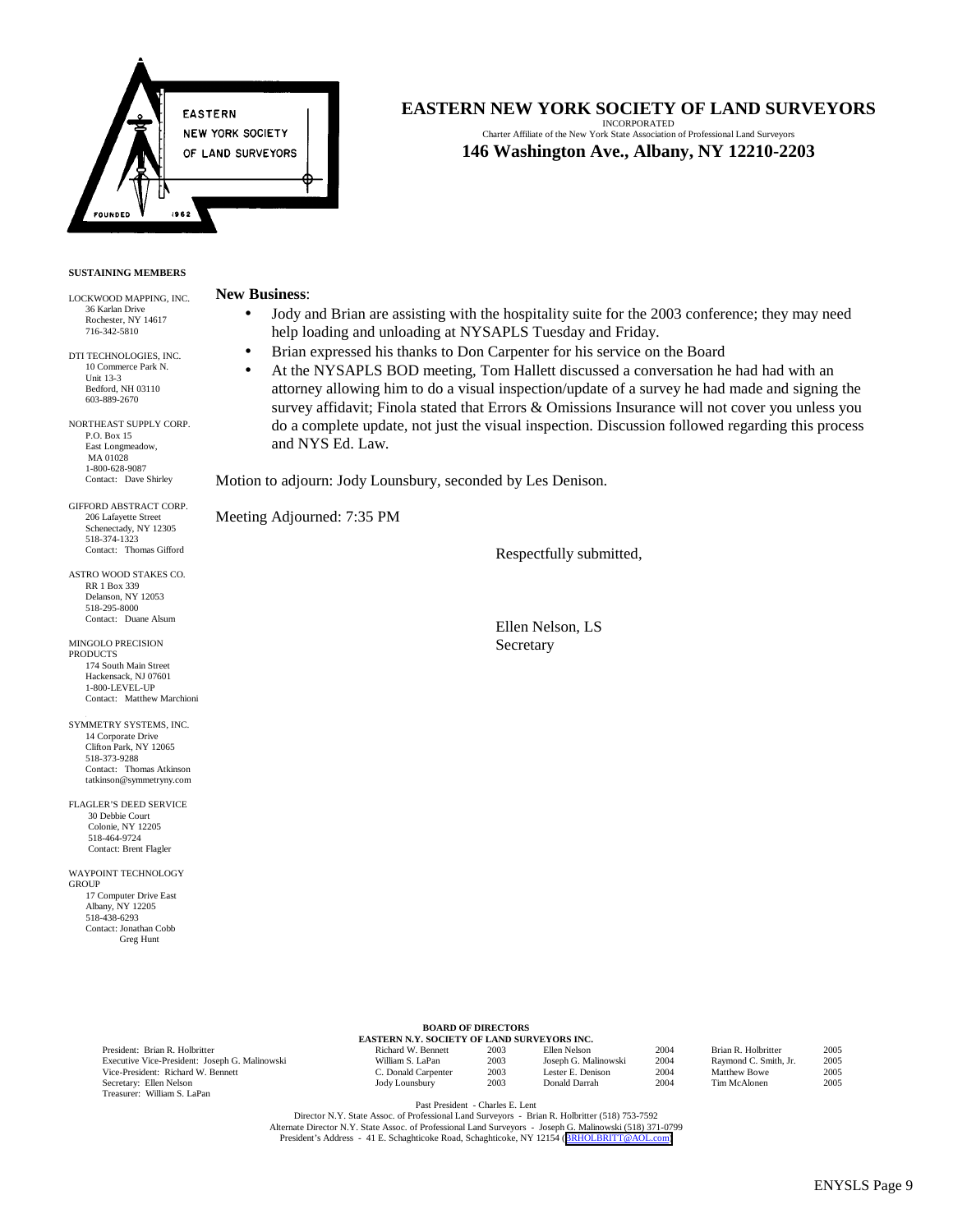# EASTERN NEW YORK SOCIETY OF LAND SURVEYORS

INCORPORATED

Charter Affiliate of the New York State Association of Professional Land Surveyors

**146 Washington Ave., Albany, NY 12210-2203**

**SUSTAINING MEMBERS**

LOCKWOOD MAPPING, INC.
36 Karlan Drive
Rochester, NY 14617
716-342-5810

DTI TECHNOLOGIES, INC.
10 Commerce Park N.
Unit 13-3
Bedford, NH 03110
603-889-2670

NORTHEAST SUPPLY CORP.
P.O. Box 15
East Longmeadow,
MA 01028
1-800-628-9087
Contact: Dave Shirley

GIFFORD ABSTRACT CORP.
206 Lafayette Street
Schenectady, NY 12305
518-374-1323
Contact: Thomas Gifford

ASTRO WOOD STAKES CO.
RR 1 Box 339
Delanson, NY 12053
518-295-8000
Contact: Duane Alsum

MINGOLO PRECISION PRODUCTS
174 South Main Street
Hackensack, NJ 07601
1-800-LEVEL-UP
Contact: Matthew Marchioni

SYMMETRY SYSTEMS, INC.
14 Corporate Drive
Clifton Park, NY 12065
518-373-9288
Contact: Thomas Atkinson
tatkinson@symmetryny.com

FLAGLER'S DEED SERVICE
30 Debbie Court
Colonie, NY 12205
518-464-9724
Contact: Brent Flagler

WAYPOINT TECHNOLOGY GROUP
17 Computer Drive East
Albany, NY 12205
518-438-6293
Contact: Jonathan Cobb
Greg Hunt

**New Business**:

- Jody and Brian are assisting with the hospitality suite for the 2003 conference; they may need help loading and unloading at NYSAPLS Tuesday and Friday.
- Brian expressed his thanks to Don Carpenter for his service on the Board
- At the NYSAPLS BOD meeting, Tom Hallett discussed a conversation he had had with an attorney allowing him to do a visual inspection/update of a survey he had made and signing the survey affidavit; Finola stated that Errors & Omissions Insurance will not cover you unless you do a complete update, not just the visual inspection. Discussion followed regarding this process and NYS Ed. Law.

Motion to adjourn: Jody Lounsbury, seconded by Les Denison.

Meeting Adjourned: 7:35 PM

Respectfully submitted,

Ellen Nelson, LS
Secretary

**BOARD OF DIRECTORS**
**EASTERN N.Y. SOCIETY OF LAND SURVEYORS INC.**

| | | | | | | |
|---|---|---|---|---|---|---|
| President: Brian R. Holbritter | Richard W. Bennett | 2003 | Ellen Nelson | 2004 | Brian R. Holbritter | 2005 |
| Executive Vice-President: Joseph G. Malinowski | William S. LaPan | 2003 | Joseph G. Malinowski | 2004 | Raymond C. Smith, Jr. | 2005 |
| Vice-President: Richard W. Bennett | C. Donald Carpenter | 2003 | Lester E. Denison | 2004 | Matthew Bowe | 2005 |
| Secretary: Ellen Nelson | Jody Lounsbury | 2003 | Donald Darrah | 2004 | Tim McAlonen | 2005 |
| Treasurer: William S. LaPan | | | | | | |

Past President - Charles E. Lent

Director N.Y. State Assoc. of Professional Land Surveyors - Brian R. Holbritter (518) 753-7592

Alternate Director N.Y. State Assoc. of Professional Land Surveyors - Joseph G. Malinowski (518) 371-0799

President's Address - 41 E. Schaghticoke Road, Schaghticoke, NY 12154 (BRHOLBRITT@AOL.com)